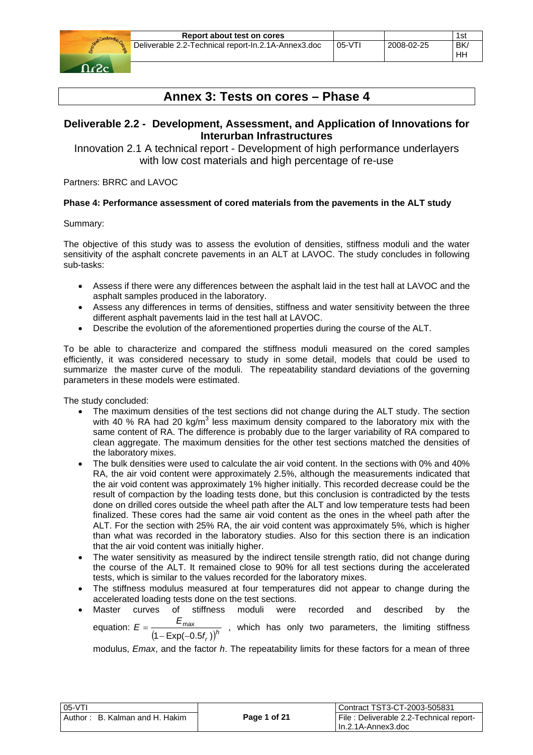# Annex 3: Tests on cores – Phase 4

## Deliverable 2.2 - Development, Assessment, and Application of Innovations for Interurban Infrastructures

Innovation 2.1 A technical report - Development of high performance underlayers with low cost materials and high percentage of re-use

Partners: BRRC and LAVOC

**Phase 4: Performance assessment of cored materials from the pavements in the ALT study**

Summary:

The objective of this study was to assess the evolution of densities, stiffness moduli and the water sensitivity of the asphalt concrete pavements in an ALT at LAVOC. The study concludes in following sub-tasks:

- Assess if there were any differences between the asphalt laid in the test hall at LAVOC and the asphalt samples produced in the laboratory.
- Assess any differences in terms of densities, stiffness and water sensitivity between the three different asphalt pavements laid in the test hall at LAVOC.
- Describe the evolution of the aforementioned properties during the course of the ALT.

To be able to characterize and compared the stiffness moduli measured on the cored samples efficiently, it was considered necessary to study in some detail, models that could be used to summarize the master curve of the moduli. The repeatability standard deviations of the governing parameters in these models were estimated.

The study concluded:

- The maximum densities of the test sections did not change during the ALT study. The section with 40 % RA had 20 kg/m$^3$ less maximum density compared to the laboratory mix with the same content of RA. The difference is probably due to the larger variability of RA compared to clean aggregate. The maximum densities for the other test sections matched the densities of the laboratory mixes.
- The bulk densities were used to calculate the air void content. In the sections with 0% and 40% RA, the air void content were approximately 2.5%, although the measurements indicated that the air void content was approximately 1% higher initially. This recorded decrease could be the result of compaction by the loading tests done, but this conclusion is contradicted by the tests done on drilled cores outside the wheel path after the ALT and low temperature tests had been finalized. These cores had the same air void content as the ones in the wheel path after the ALT. For the section with 25% RA, the air void content was approximately 5%, which is higher than what was recorded in the laboratory studies. Also for this section there is an indication that the air void content was initially higher.
- The water sensitivity as measured by the indirect tensile strength ratio, did not change during the course of the ALT. It remained close to 90% for all test sections during the accelerated tests, which is similar to the values recorded for the laboratory mixes.
- The stiffness modulus measured at four temperatures did not appear to change during the accelerated loading tests done on the test sections.
- Master curves of stiffness moduli were recorded and described by the equation: $E = \dfrac{E_{\max}}{\left(1 - \text{Exp}(-0.5 f_r)\right)^h}$ , which has only two parameters, the limiting stiffness modulus, *Emax*, and the factor *h*. The repeatability limits for these factors for a mean of three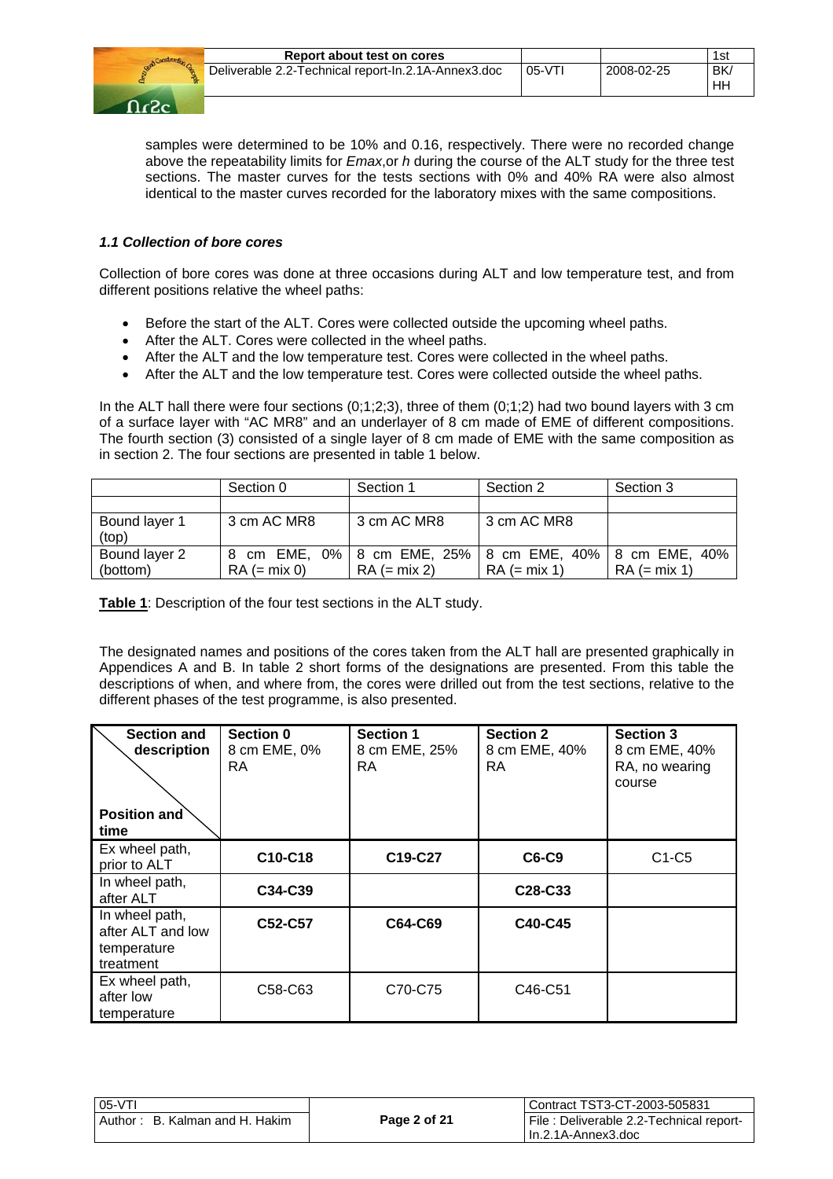samples were determined to be 10% and 0.16, respectively. There were no recorded change above the repeatability limits for *Emax*,or *h* during the course of the ALT study for the three test sections. The master curves for the tests sections with 0% and 40% RA were also almost identical to the master curves recorded for the laboratory mixes with the same compositions.

### *1.1 Collection of bore cores*

Collection of bore cores was done at three occasions during ALT and low temperature test, and from different positions relative the wheel paths:

- Before the start of the ALT. Cores were collected outside the upcoming wheel paths.
- After the ALT. Cores were collected in the wheel paths.
- After the ALT and the low temperature test. Cores were collected in the wheel paths.
- After the ALT and the low temperature test. Cores were collected outside the wheel paths.

In the ALT hall there were four sections (0;1;2;3), three of them (0;1;2) had two bound layers with 3 cm of a surface layer with "AC MR8" and an underlayer of 8 cm made of EME of different compositions. The fourth section (3) consisted of a single layer of 8 cm made of EME with the same composition as in section 2. The four sections are presented in table 1 below.

| | Section 0 | Section 1 | Section 2 | Section 3 |
|---|---|---|---|---|
| | | | | |
| Bound layer 1 (top) | 3 cm AC MR8 | 3 cm AC MR8 | 3 cm AC MR8 | |
| Bound layer 2 (bottom) | 8 cm EME, 0% RA (= mix 0) | 8 cm EME, 25% RA (= mix 2) | 8 cm EME, 40% RA (= mix 1) | 8 cm EME, 40% RA (= mix 1) |

**Table 1**: Description of the four test sections in the ALT study.

The designated names and positions of the cores taken from the ALT hall are presented graphically in Appendices A and B. In table 2 short forms of the designations are presented. From this table the descriptions of when, and where from, the cores were drilled out from the test sections, relative to the different phases of the test programme, is also presented.

| **Section and description** / **Position and time** | **Section 0** 8 cm EME, 0% RA | **Section 1** 8 cm EME, 25% RA | **Section 2** 8 cm EME, 40% RA | **Section 3** 8 cm EME, 40% RA, no wearing course |
|---|---|---|---|---|
| Ex wheel path, prior to ALT | **C10-C18** | **C19-C27** | **C6-C9** | C1-C5 |
| In wheel path, after ALT | **C34-C39** | | **C28-C33** | |
| In wheel path, after ALT and low temperature treatment | **C52-C57** | **C64-C69** | **C40-C45** | |
| Ex wheel path, after low temperature | C58-C63 | C70-C75 | C46-C51 | |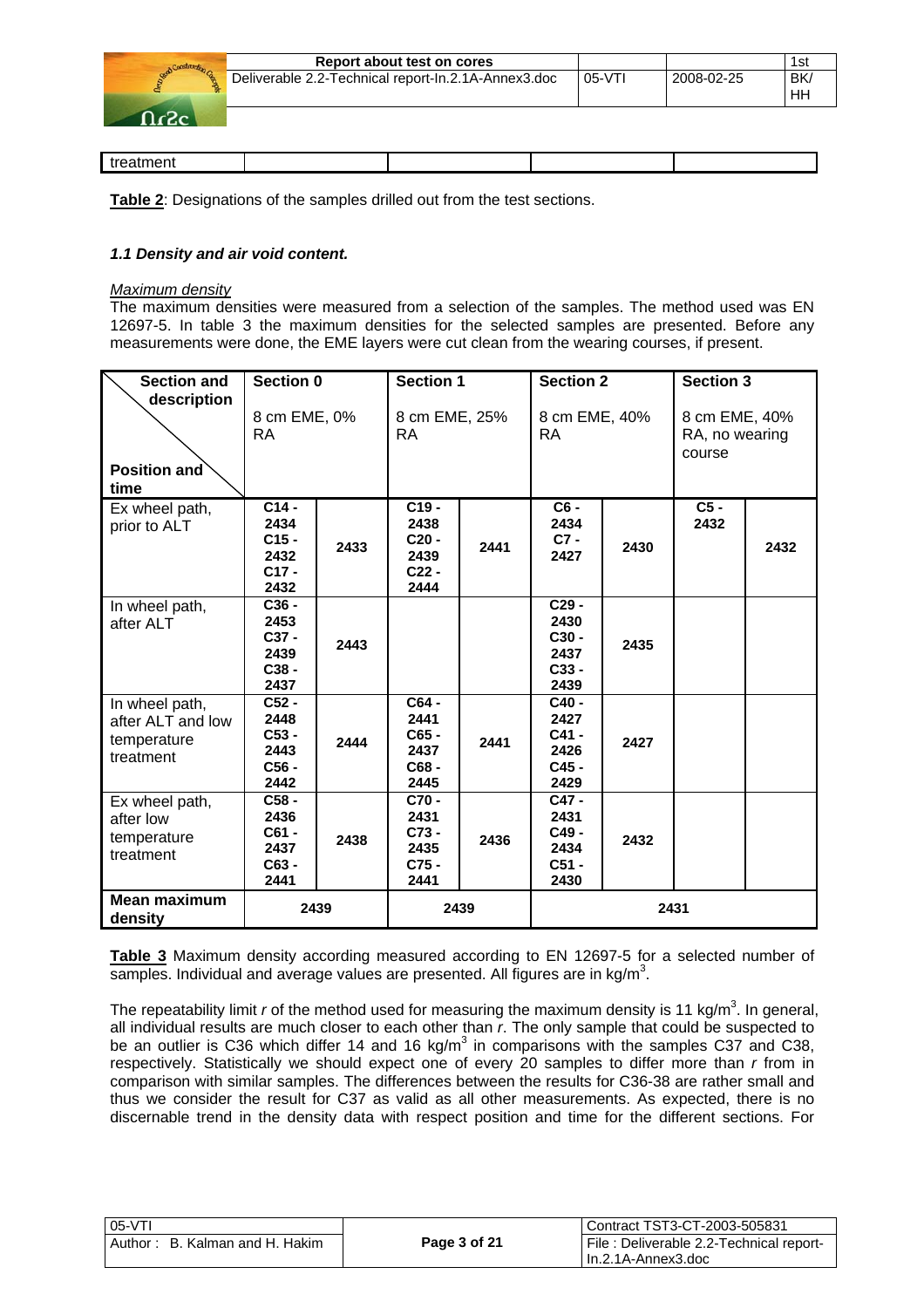| treatment | | | | |
|---|---|---|---|---|

**Table 2**: Designations of the samples drilled out from the test sections.

### *1.1 Density and air void content.*

*Maximum density*

The maximum densities were measured from a selection of the samples. The method used was EN 12697-5. In table 3 the maximum densities for the selected samples are presented. Before any measurements were done, the EME layers were cut clean from the wearing courses, if present.

| Section and description / Position and time | Section 0<br>8 cm EME, 0% RA | | Section 1<br>8 cm EME, 25% RA | | Section 2<br>8 cm EME, 40% RA | | Section 3<br>8 cm EME, 40% RA, no wearing course | |
|---|---|---|---|---|---|---|---|---|
| Ex wheel path, prior to ALT | C14 - 2434<br>C15 - 2432<br>C17 - 2432 | 2433 | C19 - 2438<br>C20 - 2439<br>C22 - 2444 | 2441 | C6 - 2434<br>C7 - 2427 | 2430 | C5 - 2432 | 2432 |
| In wheel path, after ALT | C36 - 2453<br>C37 - 2439<br>C38 - 2437 | 2443 | | | C29 - 2430<br>C30 - 2437<br>C33 - 2439 | 2435 | | |
| In wheel path, after ALT and low temperature treatment | C52 - 2448<br>C53 - 2443<br>C56 - 2442 | 2444 | C64 - 2441<br>C65 - 2437<br>C68 - 2445 | 2441 | C40 - 2427<br>C41 - 2426<br>C45 - 2429 | 2427 | | |
| Ex wheel path, after low temperature treatment | C58 - 2436<br>C61 - 2437<br>C63 - 2441 | 2438 | C70 - 2431<br>C73 - 2435<br>C75 - 2441 | 2436 | C47 - 2431<br>C49 - 2434<br>C51 - 2430 | 2432 | | |
| **Mean maximum density** | 2439 | | 2439 | | 2431 | | | |

**Table 3** Maximum density according measured according to EN 12697-5 for a selected number of samples. Individual and average values are presented. All figures are in kg/m$^3$.

The repeatability limit *r* of the method used for measuring the maximum density is 11 kg/m$^3$. In general, all individual results are much closer to each other than *r*. The only sample that could be suspected to be an outlier is C36 which differ 14 and 16 kg/m$^3$ in comparisons with the samples C37 and C38, respectively. Statistically we should expect one of every 20 samples to differ more than *r* from in comparison with similar samples. The differences between the results for C36-38 are rather small and thus we consider the result for C37 as valid as all other measurements. As expected, there is no discernable trend in the density data with respect position and time for the different sections. For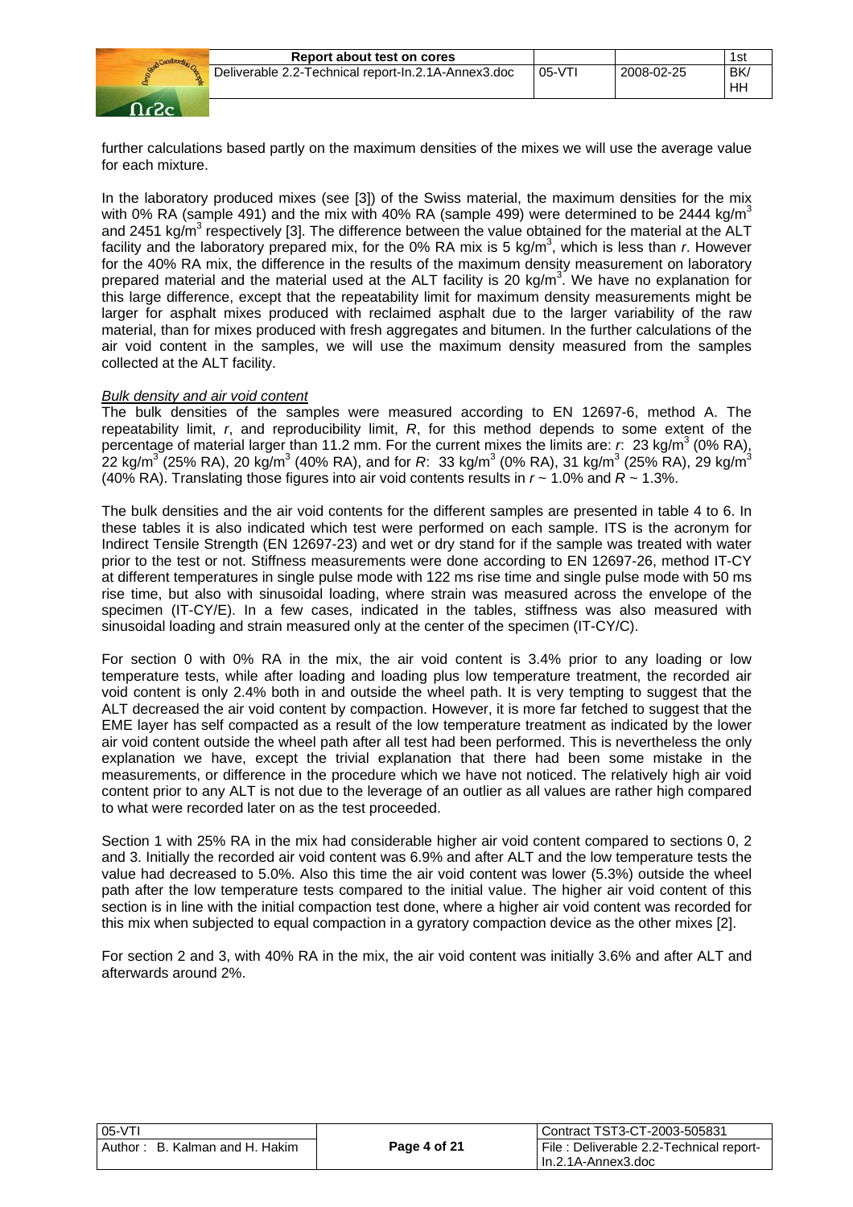further calculations based partly on the maximum densities of the mixes we will use the average value for each mixture.

In the laboratory produced mixes (see [3]) of the Swiss material, the maximum densities for the mix with 0% RA (sample 491) and the mix with 40% RA (sample 499) were determined to be 2444 kg/m$^3$ and 2451 kg/m$^3$ respectively [3]. The difference between the value obtained for the material at the ALT facility and the laboratory prepared mix, for the 0% RA mix is 5 kg/m$^3$, which is less than *r*. However for the 40% RA mix, the difference in the results of the maximum density measurement on laboratory prepared material and the material used at the ALT facility is 20 kg/m$^3$. We have no explanation for this large difference, except that the repeatability limit for maximum density measurements might be larger for asphalt mixes produced with reclaimed asphalt due to the larger variability of the raw material, than for mixes produced with fresh aggregates and bitumen. In the further calculations of the air void content in the samples, we will use the maximum density measured from the samples collected at the ALT facility.

*Bulk density and air void content*

The bulk densities of the samples were measured according to EN 12697-6, method A. The repeatability limit, *r*, and reproducibility limit, *R*, for this method depends to some extent of the percentage of material larger than 11.2 mm. For the current mixes the limits are: *r*: 23 kg/m$^3$ (0% RA), 22 kg/m$^3$ (25% RA), 20 kg/m$^3$ (40% RA), and for *R*: 33 kg/m$^3$ (0% RA), 31 kg/m$^3$ (25% RA), 29 kg/m$^3$ (40% RA). Translating those figures into air void contents results in $r \sim 1.0\%$ and $R \sim 1.3\%$.

The bulk densities and the air void contents for the different samples are presented in table 4 to 6. In these tables it is also indicated which test were performed on each sample. ITS is the acronym for Indirect Tensile Strength (EN 12697-23) and wet or dry stand for if the sample was treated with water prior to the test or not. Stiffness measurements were done according to EN 12697-26, method IT-CY at different temperatures in single pulse mode with 122 ms rise time and single pulse mode with 50 ms rise time, but also with sinusoidal loading, where strain was measured across the envelope of the specimen (IT-CY/E). In a few cases, indicated in the tables, stiffness was also measured with sinusoidal loading and strain measured only at the center of the specimen (IT-CY/C).

For section 0 with 0% RA in the mix, the air void content is 3.4% prior to any loading or low temperature tests, while after loading and loading plus low temperature treatment, the recorded air void content is only 2.4% both in and outside the wheel path. It is very tempting to suggest that the ALT decreased the air void content by compaction. However, it is more far fetched to suggest that the EME layer has self compacted as a result of the low temperature treatment as indicated by the lower air void content outside the wheel path after all test had been performed. This is nevertheless the only explanation we have, except the trivial explanation that there had been some mistake in the measurements, or difference in the procedure which we have not noticed. The relatively high air void content prior to any ALT is not due to the leverage of an outlier as all values are rather high compared to what were recorded later on as the test proceeded.

Section 1 with 25% RA in the mix had considerable higher air void content compared to sections 0, 2 and 3. Initially the recorded air void content was 6.9% and after ALT and the low temperature tests the value had decreased to 5.0%. Also this time the air void content was lower (5.3%) outside the wheel path after the low temperature tests compared to the initial value. The higher air void content of this section is in line with the initial compaction test done, where a higher air void content was recorded for this mix when subjected to equal compaction in a gyratory compaction device as the other mixes [2].

For section 2 and 3, with 40% RA in the mix, the air void content was initially 3.6% and after ALT and afterwards around 2%.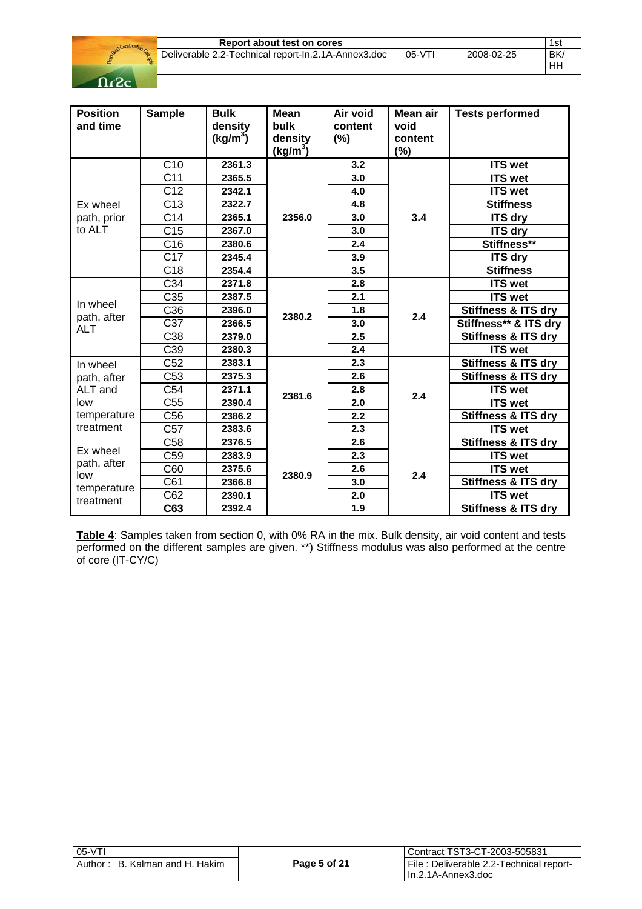| Position and time | Sample | Bulk density (kg/m³) | Mean bulk density (kg/m³) | Air void content (%) | Mean air void content (%) | Tests performed |
|---|---|---|---|---|---|---|
| Ex wheel path, prior to ALT | C10 | **2361.3** | **2356.0** | **3.2** | **3.4** | **ITS wet** |
| | C11 | **2365.5** | | **3.0** | | **ITS wet** |
| | C12 | **2342.1** | | **4.0** | | **ITS wet** |
| | C13 | **2322.7** | | **4.8** | | **Stiffness** |
| | C14 | **2365.1** | | **3.0** | | **ITS dry** |
| | C15 | **2367.0** | | **3.0** | | **ITS dry** |
| | C16 | **2380.6** | | **2.4** | | **Stiffness**** |
| | C17 | **2345.4** | | **3.9** | | **ITS dry** |
| | C18 | **2354.4** | | **3.5** | | **Stiffness** |
| In wheel path, after ALT | C34 | **2371.8** | **2380.2** | **2.8** | **2.4** | **ITS wet** |
| | C35 | **2387.5** | | **2.1** | | **ITS wet** |
| | C36 | **2396.0** | | **1.8** | | **Stiffness & ITS dry** |
| | C37 | **2366.5** | | **3.0** | | **Stiffness** & ITS dry** |
| | C38 | **2379.0** | | **2.5** | | **Stiffness & ITS dry** |
| | C39 | **2380.3** | | **2.4** | | **ITS wet** |
| In wheel path, after ALT and low temperature treatment | C52 | **2383.1** | **2381.6** | **2.3** | **2.4** | **Stiffness & ITS dry** |
| | C53 | **2375.3** | | **2.6** | | **Stiffness & ITS dry** |
| | C54 | **2371.1** | | **2.8** | | **ITS wet** |
| | C55 | **2390.4** | | **2.0** | | **ITS wet** |
| | C56 | **2386.2** | | **2.2** | | **Stiffness & ITS dry** |
| | C57 | **2383.6** | | **2.3** | | **ITS wet** |
| Ex wheel path, after low temperature treatment | C58 | **2376.5** | **2380.9** | **2.6** | **2.4** | **Stiffness & ITS dry** |
| | C59 | **2383.9** | | **2.3** | | **ITS wet** |
| | C60 | **2375.6** | | **2.6** | | **ITS wet** |
| | C61 | **2366.8** | | **3.0** | | **Stiffness & ITS dry** |
| | C62 | **2390.1** | | **2.0** | | **ITS wet** |
| | **C63** | **2392.4** | | **1.9** | | **Stiffness & ITS dry** |

**Table 4**: Samples taken from section 0, with 0% RA in the mix. Bulk density, air void content and tests performed on the different samples are given. **) Stiffness modulus was also performed at the centre of core (IT-CY/C)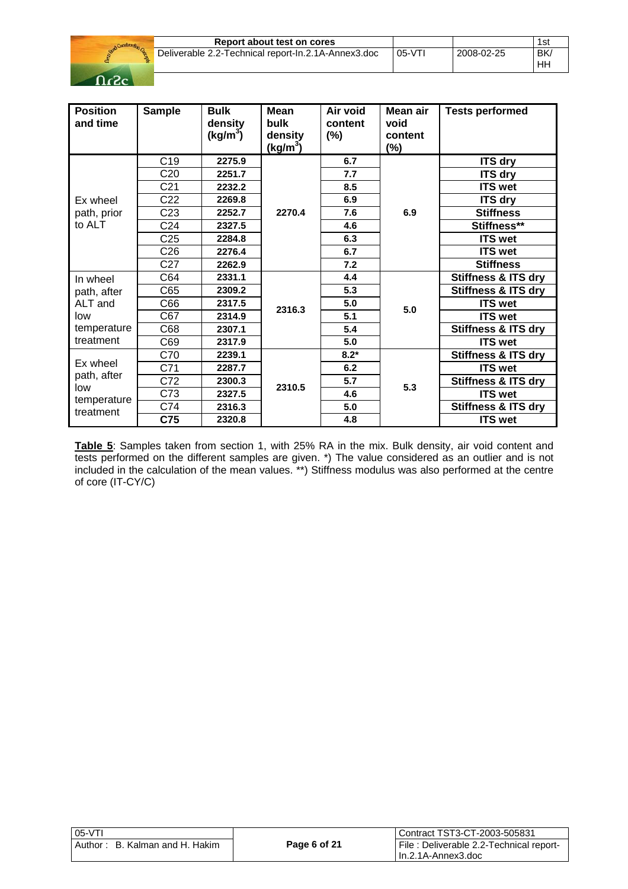| Position and time | Sample | Bulk density ($kg/m^3$) | Mean bulk density ($kg/m^3$) | Air void content (%) | Mean air void content (%) | Tests performed |
|---|---|---|---|---|---|---|
| Ex wheel path, prior to ALT | C19 | **2275.9** | **2270.4** | **6.7** | **6.9** | **ITS dry** |
| | C20 | **2251.7** | | **7.7** | | **ITS dry** |
| | C21 | **2232.2** | | **8.5** | | **ITS wet** |
| | C22 | **2269.8** | | **6.9** | | **ITS dry** |
| | C23 | **2252.7** | | **7.6** | | **Stiffness** |
| | C24 | **2327.5** | | **4.6** | | **Stiffness**** |
| | C25 | **2284.8** | | **6.3** | | **ITS wet** |
| | C26 | **2276.4** | | **6.7** | | **ITS wet** |
| | C27 | **2262.9** | | **7.2** | | **Stiffness** |
| In wheel path, after ALT and low temperature treatment | C64 | **2331.1** | **2316.3** | **4.4** | **5.0** | **Stiffness & ITS dry** |
| | C65 | **2309.2** | | **5.3** | | **Stiffness & ITS dry** |
| | C66 | **2317.5** | | **5.0** | | **ITS wet** |
| | C67 | **2314.9** | | **5.1** | | **ITS wet** |
| | C68 | **2307.1** | | **5.4** | | **Stiffness & ITS dry** |
| | C69 | **2317.9** | | **5.0** | | **ITS wet** |
| Ex wheel path, after low temperature treatment | C70 | **2239.1** | **2310.5** | **8.2*** | **5.3** | **Stiffness & ITS dry** |
| | C71 | **2287.7** | | **6.2** | | **ITS wet** |
| | C72 | **2300.3** | | **5.7** | | **Stiffness & ITS dry** |
| | C73 | **2327.5** | | **4.6** | | **ITS wet** |
| | C74 | **2316.3** | | **5.0** | | **Stiffness & ITS dry** |
| | **C75** | **2320.8** | | **4.8** | | **ITS wet** |

**Table 5**: Samples taken from section 1, with 25% RA in the mix. Bulk density, air void content and tests performed on the different samples are given. *) The value considered as an outlier and is not included in the calculation of the mean values. **) Stiffness modulus was also performed at the centre of core (IT-CY/C)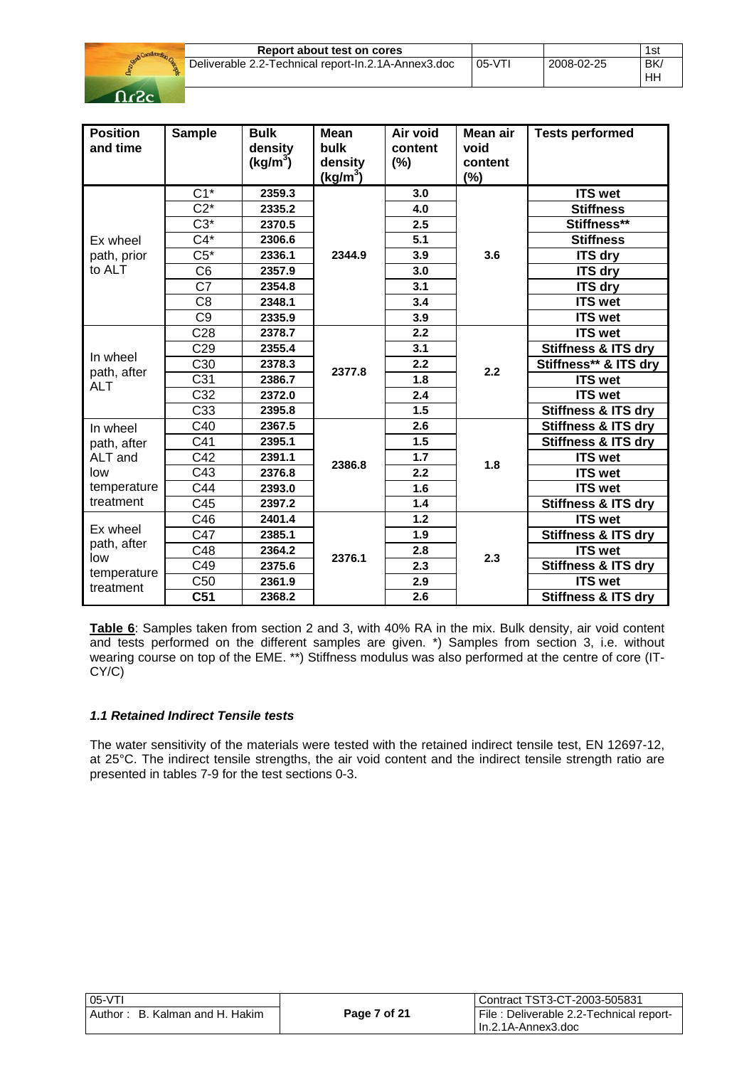| Position and time | Sample | Bulk density ($kg/m^3$) | Mean bulk density ($kg/m^3$) | Air void content (%) | Mean air void content (%) | Tests performed |
|---|---|---|---|---|---|---|
| Ex wheel path, prior to ALT | C1* | 2359.3 | 2344.9 | 3.0 | 3.6 | ITS wet |
| | C2* | 2335.2 | | 4.0 | | Stiffness |
| | C3* | 2370.5 | | 2.5 | | Stiffness** |
| | C4* | 2306.6 | | 5.1 | | Stiffness |
| | C5* | 2336.1 | | 3.9 | | ITS dry |
| | C6 | 2357.9 | | 3.0 | | ITS dry |
| | C7 | 2354.8 | | 3.1 | | ITS dry |
| | C8 | 2348.1 | | 3.4 | | ITS wet |
| | C9 | 2335.9 | | 3.9 | | ITS wet |
| In wheel path, after ALT | C28 | 2378.7 | 2377.8 | 2.2 | 2.2 | ITS wet |
| | C29 | 2355.4 | | 3.1 | | Stiffness & ITS dry |
| | C30 | 2378.3 | | 2.2 | | Stiffness** & ITS dry |
| | C31 | 2386.7 | | 1.8 | | ITS wet |
| | C32 | 2372.0 | | 2.4 | | ITS wet |
| | C33 | 2395.8 | | 1.5 | | Stiffness & ITS dry |
| In wheel path, after ALT and low temperature treatment | C40 | 2367.5 | 2386.8 | 2.6 | 1.8 | Stiffness & ITS dry |
| | C41 | 2395.1 | | 1.5 | | Stiffness & ITS dry |
| | C42 | 2391.1 | | 1.7 | | ITS wet |
| | C43 | 2376.8 | | 2.2 | | ITS wet |
| | C44 | 2393.0 | | 1.6 | | ITS wet |
| | C45 | 2397.2 | | 1.4 | | Stiffness & ITS dry |
| Ex wheel path, after low temperature treatment | C46 | 2401.4 | 2376.1 | 1.2 | 2.3 | ITS wet |
| | C47 | 2385.1 | | 1.9 | | Stiffness & ITS dry |
| | C48 | 2364.2 | | 2.8 | | ITS wet |
| | C49 | 2375.6 | | 2.3 | | Stiffness & ITS dry |
| | C50 | 2361.9 | | 2.9 | | ITS wet |
| | C51 | 2368.2 | | 2.6 | | Stiffness & ITS dry |

**Table 6**: Samples taken from section 2 and 3, with 40% RA in the mix. Bulk density, air void content and tests performed on the different samples are given. *) Samples from section 3, i.e. without wearing course on top of the EME. **) Stiffness modulus was also performed at the centre of core (IT-CY/C)

### *1.1 Retained Indirect Tensile tests*

The water sensitivity of the materials were tested with the retained indirect tensile test, EN 12697-12, at 25°C. The indirect tensile strengths, the air void content and the indirect tensile strength ratio are presented in tables 7-9 for the test sections 0-3.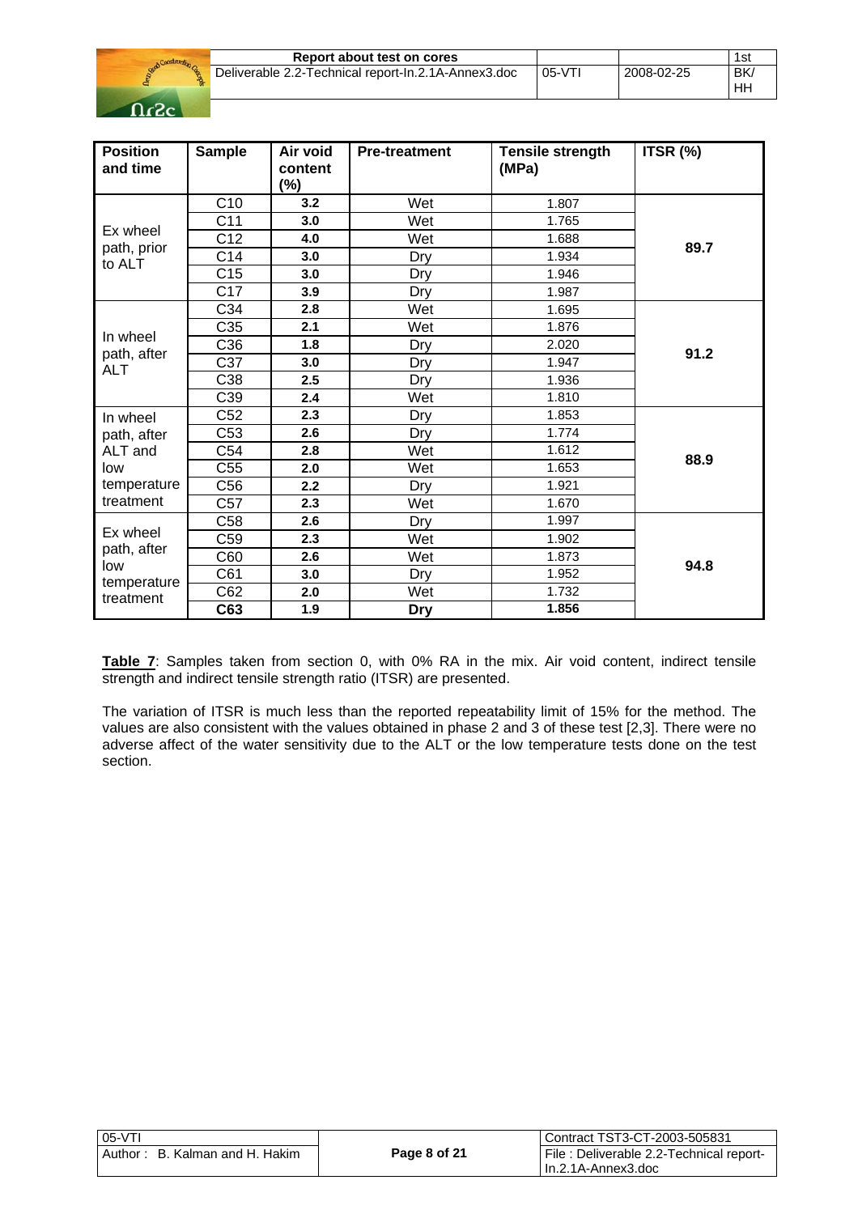| Position and time | Sample | Air void content (%) | Pre-treatment | Tensile strength (MPa) | ITSR (%) |
|---|---|---|---|---|---|
| Ex wheel path, prior to ALT | C10 | **3.2** | Wet | 1.807 | **89.7** |
| | C11 | **3.0** | Wet | 1.765 | |
| | C12 | **4.0** | Wet | 1.688 | |
| | C14 | **3.0** | Dry | 1.934 | |
| | C15 | **3.0** | Dry | 1.946 | |
| | C17 | **3.9** | Dry | 1.987 | |
| In wheel path, after ALT | C34 | **2.8** | Wet | 1.695 | **91.2** |
| | C35 | **2.1** | Wet | 1.876 | |
| | C36 | **1.8** | Dry | 2.020 | |
| | C37 | **3.0** | Dry | 1.947 | |
| | C38 | **2.5** | Dry | 1.936 | |
| | C39 | **2.4** | Wet | 1.810 | |
| In wheel path, after ALT and low temperature treatment | C52 | **2.3** | Dry | 1.853 | **88.9** |
| | C53 | **2.6** | Dry | 1.774 | |
| | C54 | **2.8** | Wet | 1.612 | |
| | C55 | **2.0** | Wet | 1.653 | |
| | C56 | **2.2** | Dry | 1.921 | |
| | C57 | **2.3** | Wet | 1.670 | |
| Ex wheel path, after low temperature treatment | C58 | **2.6** | Dry | 1.997 | **94.8** |
| | C59 | **2.3** | Wet | 1.902 | |
| | C60 | **2.6** | Wet | 1.873 | |
| | C61 | **3.0** | Dry | 1.952 | |
| | C62 | **2.0** | Wet | 1.732 | |
| | **C63** | **1.9** | **Dry** | **1.856** | |

**Table 7**: Samples taken from section 0, with 0% RA in the mix. Air void content, indirect tensile strength and indirect tensile strength ratio (ITSR) are presented.

The variation of ITSR is much less than the reported repeatability limit of 15% for the method. The values are also consistent with the values obtained in phase 2 and 3 of these test [2,3]. There were no adverse affect of the water sensitivity due to the ALT or the low temperature tests done on the test section.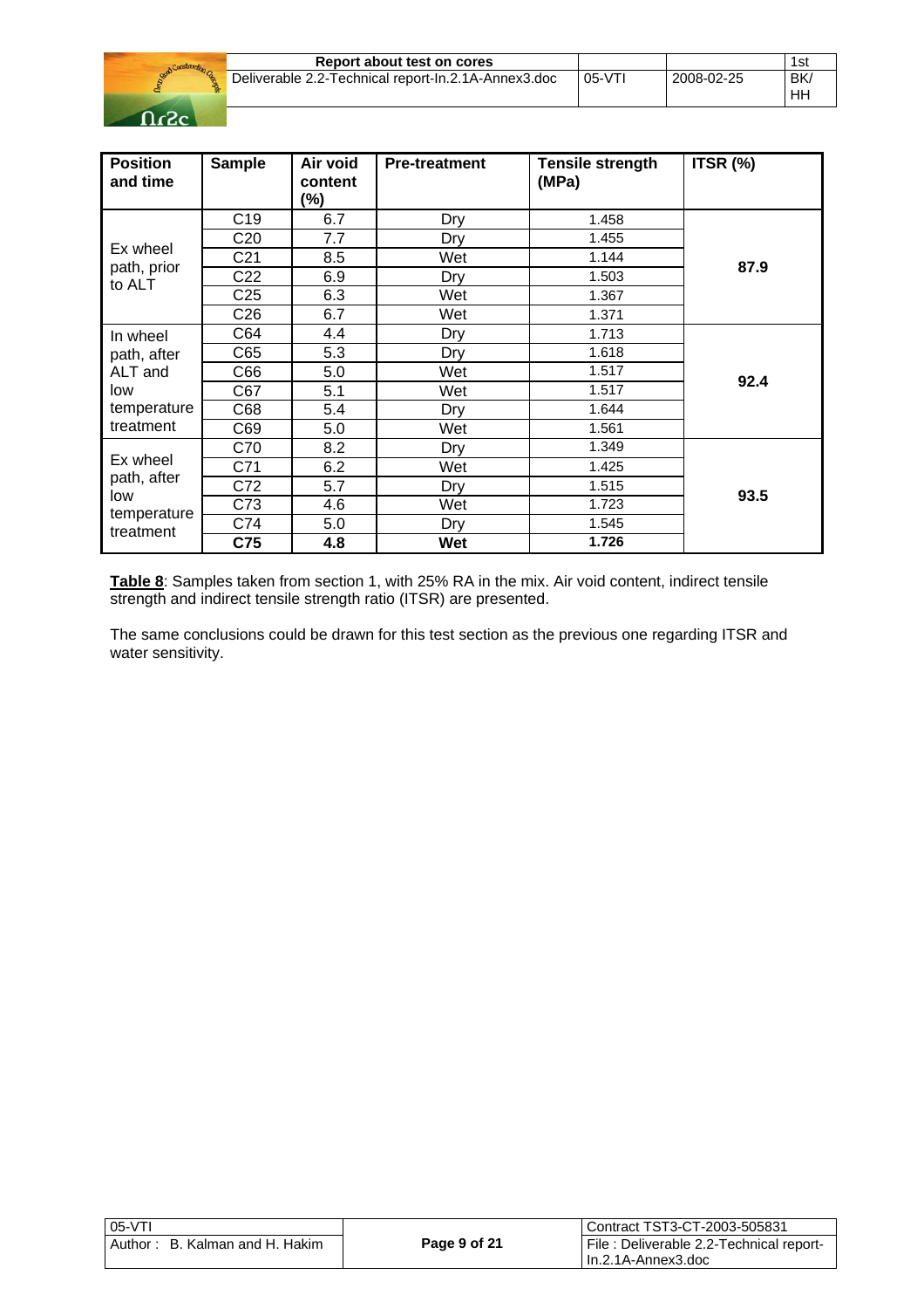| Position and time | Sample | Air void content (%) | Pre-treatment | Tensile strength (MPa) | ITSR (%) |
|---|---|---|---|---|---|
| Ex wheel path, prior to ALT | C19 | 6.7 | Dry | 1.458 | **87.9** |
| | C20 | 7.7 | Dry | 1.455 | |
| | C21 | 8.5 | Wet | 1.144 | |
| | C22 | 6.9 | Dry | 1.503 | |
| | C25 | 6.3 | Wet | 1.367 | |
| | C26 | 6.7 | Wet | 1.371 | |
| In wheel path, after ALT and low temperature treatment | C64 | 4.4 | Dry | 1.713 | **92.4** |
| | C65 | 5.3 | Dry | 1.618 | |
| | C66 | 5.0 | Wet | 1.517 | |
| | C67 | 5.1 | Wet | 1.517 | |
| | C68 | 5.4 | Dry | 1.644 | |
| | C69 | 5.0 | Wet | 1.561 | |
| Ex wheel path, after low temperature treatment | C70 | 8.2 | Dry | 1.349 | **93.5** |
| | C71 | 6.2 | Wet | 1.425 | |
| | C72 | 5.7 | Dry | 1.515 | |
| | C73 | 4.6 | Wet | 1.723 | |
| | C74 | 5.0 | Dry | 1.545 | |
| | **C75** | **4.8** | **Wet** | **1.726** | |

**Table 8**: Samples taken from section 1, with 25% RA in the mix. Air void content, indirect tensile strength and indirect tensile strength ratio (ITSR) are presented.

The same conclusions could be drawn for this test section as the previous one regarding ITSR and water sensitivity.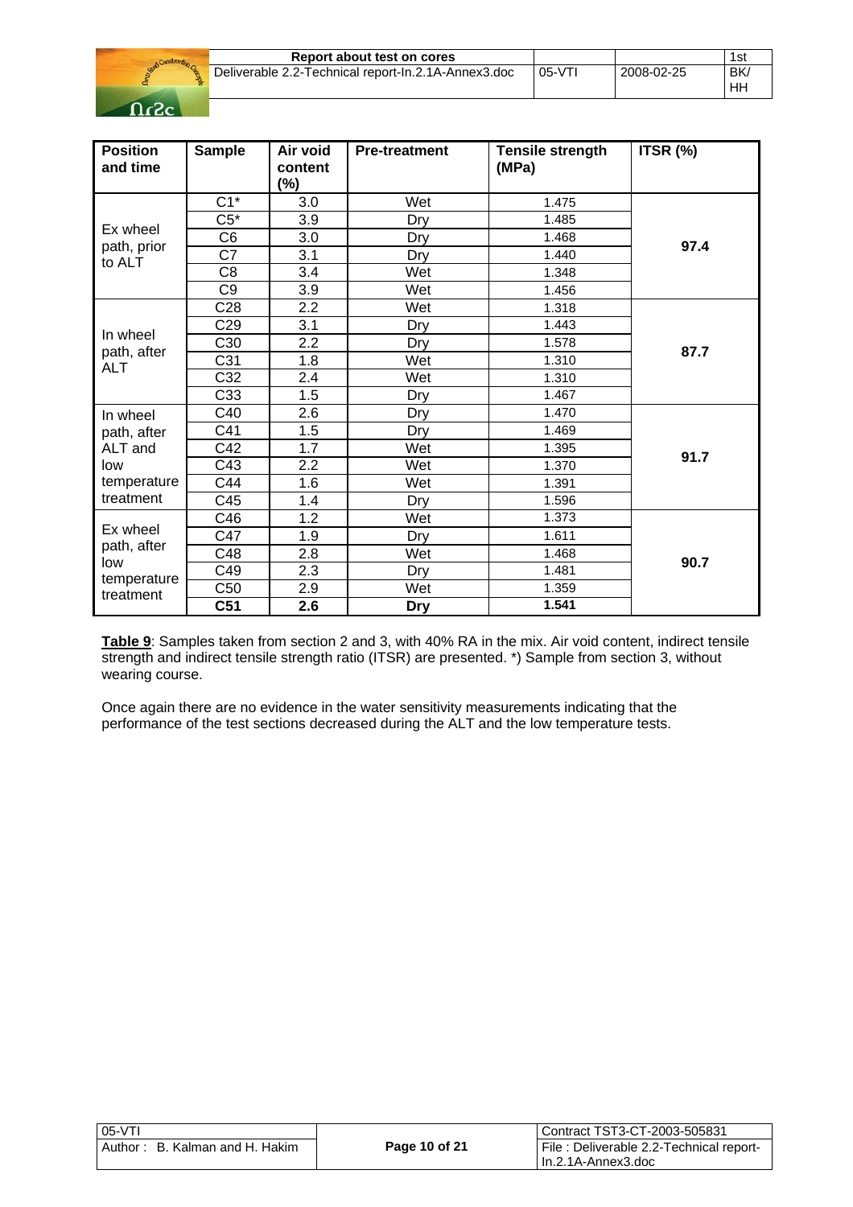| Position and time | Sample | Air void content (%) | Pre-treatment | Tensile strength (MPa) | ITSR (%) |
|---|---|---|---|---|---|
| Ex wheel path, prior to ALT | C1* | 3.0 | Wet | 1.475 | 97.4 |
| | C5* | 3.9 | Dry | 1.485 | |
| | C6 | 3.0 | Dry | 1.468 | |
| | C7 | 3.1 | Dry | 1.440 | |
| | C8 | 3.4 | Wet | 1.348 | |
| | C9 | 3.9 | Wet | 1.456 | |
| In wheel path, after ALT | C28 | 2.2 | Wet | 1.318 | 87.7 |
| | C29 | 3.1 | Dry | 1.443 | |
| | C30 | 2.2 | Dry | 1.578 | |
| | C31 | 1.8 | Wet | 1.310 | |
| | C32 | 2.4 | Wet | 1.310 | |
| | C33 | 1.5 | Dry | 1.467 | |
| In wheel path, after ALT and low temperature treatment | C40 | 2.6 | Dry | 1.470 | 91.7 |
| | C41 | 1.5 | Dry | 1.469 | |
| | C42 | 1.7 | Wet | 1.395 | |
| | C43 | 2.2 | Wet | 1.370 | |
| | C44 | 1.6 | Wet | 1.391 | |
| | C45 | 1.4 | Dry | 1.596 | |
| Ex wheel path, after low temperature treatment | C46 | 1.2 | Wet | 1.373 | 90.7 |
| | C47 | 1.9 | Dry | 1.611 | |
| | C48 | 2.8 | Wet | 1.468 | |
| | C49 | 2.3 | Dry | 1.481 | |
| | C50 | 2.9 | Wet | 1.359 | |
| | **C51** | **2.6** | **Dry** | **1.541** | |

**Table 9**: Samples taken from section 2 and 3, with 40% RA in the mix. Air void content, indirect tensile strength and indirect tensile strength ratio (ITSR) are presented. *) Sample from section 3, without wearing course.

Once again there are no evidence in the water sensitivity measurements indicating that the performance of the test sections decreased during the ALT and the low temperature tests.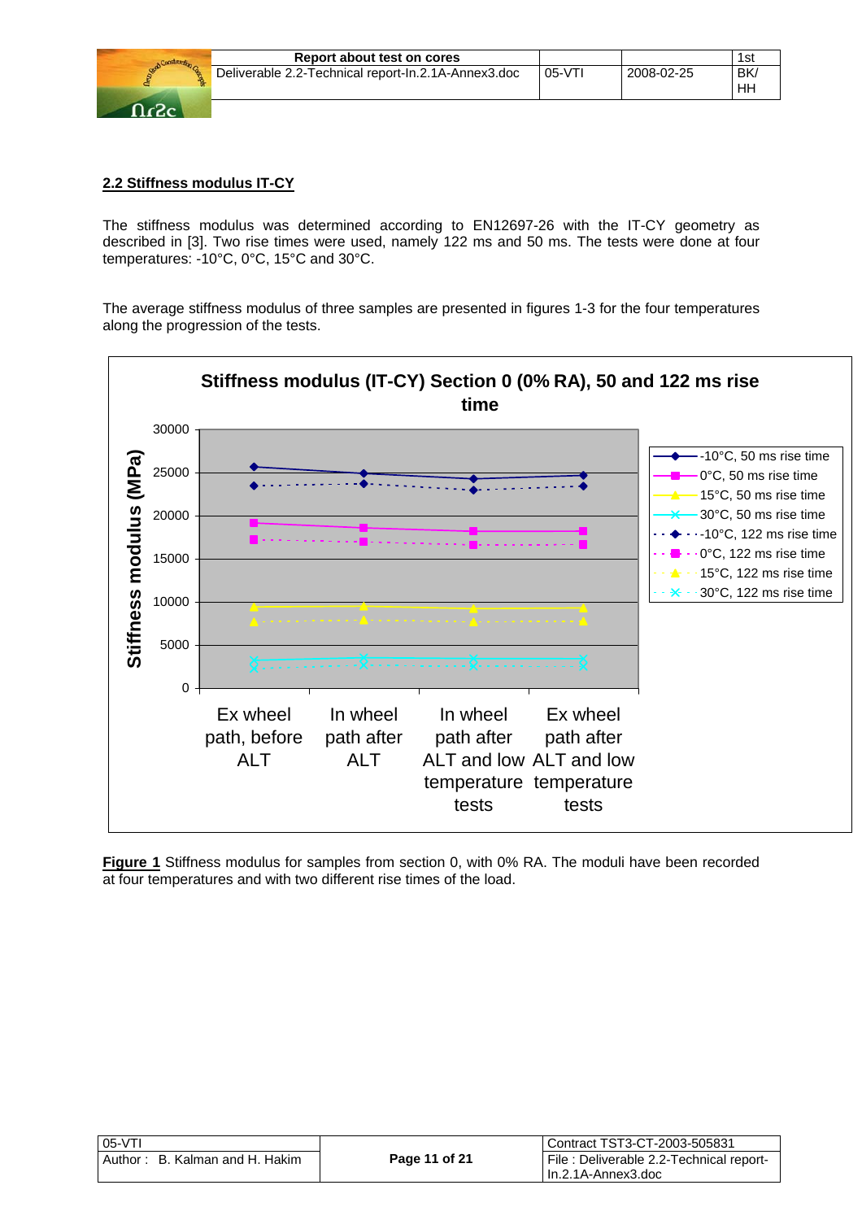## 2.2 Stiffness modulus IT-CY

The stiffness modulus was determined according to EN12697-26 with the IT-CY geometry as described in [3]. Two rise times were used, namely 122 ms and 50 ms. The tests were done at four temperatures: -10°C, 0°C, 15°C and 30°C.

The average stiffness modulus of three samples are presented in figures 1-3 for the four temperatures along the progression of the tests.

**Figure 1** Stiffness modulus for samples from section 0, with 0% RA. The moduli have been recorded at four temperatures and with two different rise times of the load.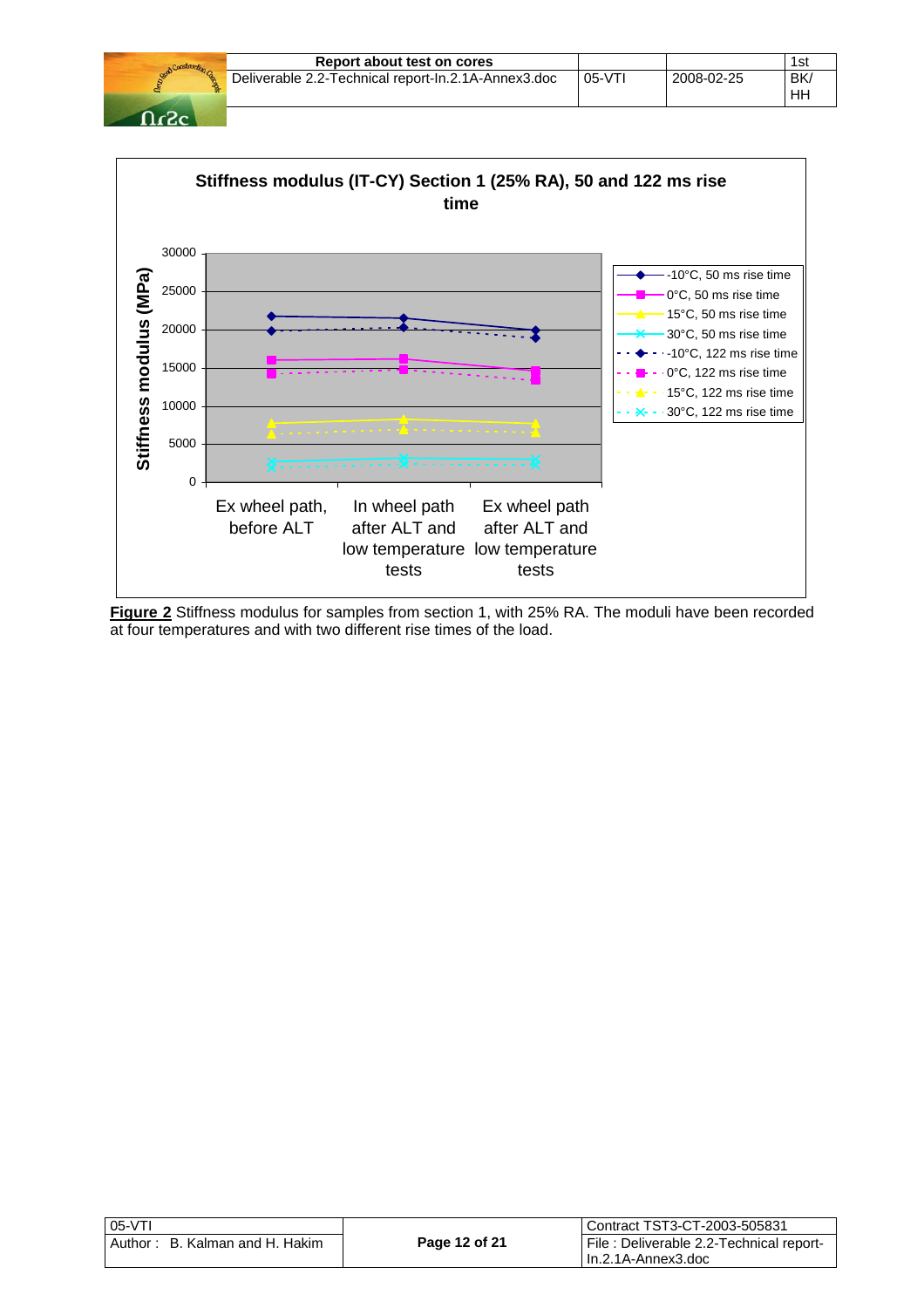**Stiffness modulus (IT-CY) Section 1 (25% RA), 50 and 122 ms rise time**

**Figure 2** Stiffness modulus for samples from section 1, with 25% RA. The moduli have been recorded at four temperatures and with two different rise times of the load.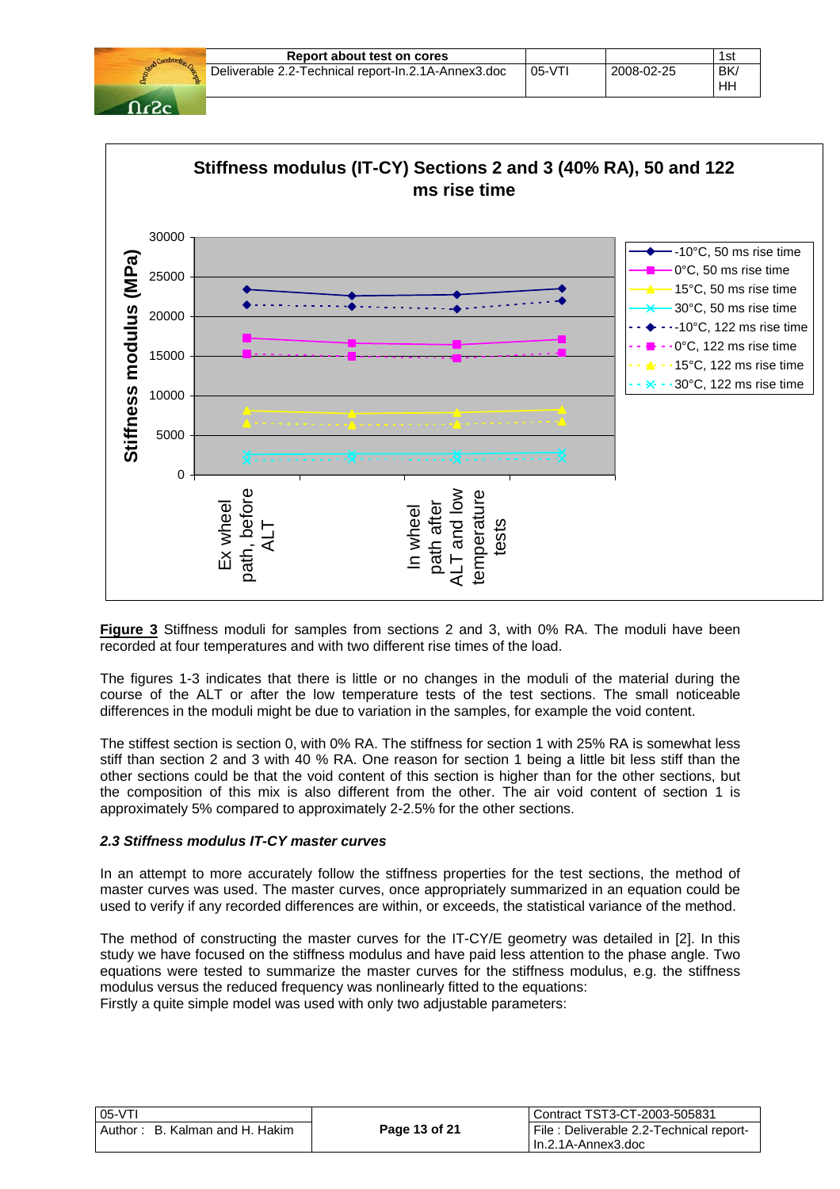Figure 3 Stiffness moduli for samples from sections 2 and 3, with 0% RA. The moduli have been recorded at four temperatures and with two different rise times of the load.

The figures 1-3 indicates that there is little or no changes in the moduli of the material during the course of the ALT or after the low temperature tests of the test sections. The small noticeable differences in the moduli might be due to variation in the samples, for example the void content.

The stiffest section is section 0, with 0% RA. The stiffness for section 1 with 25% RA is somewhat less stiff than section 2 and 3 with 40 % RA. One reason for section 1 being a little bit less stiff than the other sections could be that the void content of this section is higher than for the other sections, but the composition of this mix is also different from the other. The air void content of section 1 is approximately 5% compared to approximately 2-2.5% for the other sections.

### *2.3 Stiffness modulus IT-CY master curves*

In an attempt to more accurately follow the stiffness properties for the test sections, the method of master curves was used. The master curves, once appropriately summarized in an equation could be used to verify if any recorded differences are within, or exceeds, the statistical variance of the method.

The method of constructing the master curves for the IT-CY/E geometry was detailed in [2]. In this study we have focused on the stiffness modulus and have paid less attention to the phase angle. Two equations were tested to summarize the master curves for the stiffness modulus, e.g. the stiffness modulus versus the reduced frequency was nonlinearly fitted to the equations:
Firstly a quite simple model was used with only two adjustable parameters: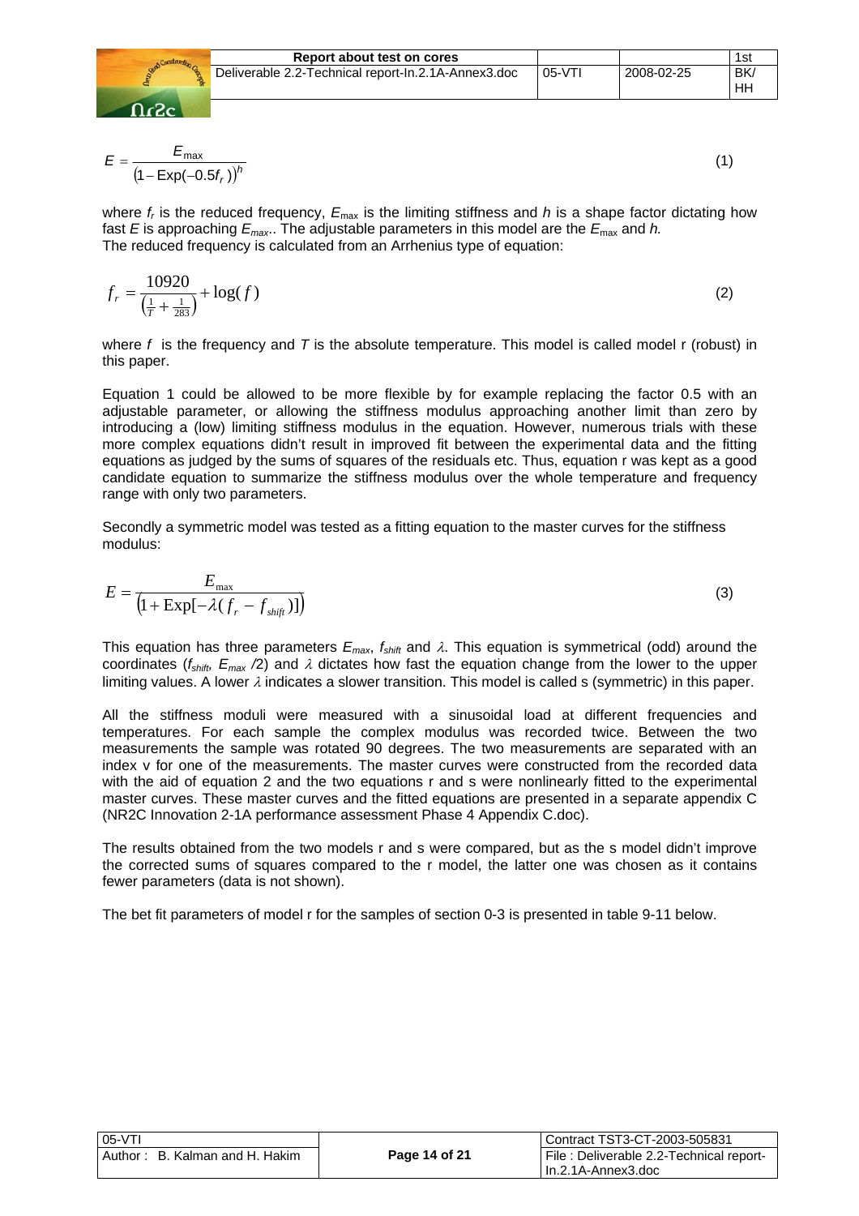$$E = \frac{E_{\max}}{\left(1 - \mathrm{Exp}(-0.5 f_r)\right)^h} \tag{1}$$

where $f_r$ is the reduced frequency, $E_{\max}$ is the limiting stiffness and $h$ is a shape factor dictating how fast $E$ is approaching $E_{max}$.. The adjustable parameters in this model are the $E_{\max}$ and $h$.
The reduced frequency is calculated from an Arrhenius type of equation:

$$f_r = \frac{10920}{\left(\frac{1}{T} + \frac{1}{283}\right)} + \log(f) \tag{2}$$

where $f$ is the frequency and $T$ is the absolute temperature. This model is called model r (robust) in this paper.

Equation 1 could be allowed to be more flexible by for example replacing the factor 0.5 with an adjustable parameter, or allowing the stiffness modulus approaching another limit than zero by introducing a (low) limiting stiffness modulus in the equation. However, numerous trials with these more complex equations didn't result in improved fit between the experimental data and the fitting equations as judged by the sums of squares of the residuals etc. Thus, equation r was kept as a good candidate equation to summarize the stiffness modulus over the whole temperature and frequency range with only two parameters.

Secondly a symmetric model was tested as a fitting equation to the master curves for the stiffness modulus:

$$E = \frac{E_{\max}}{\left(1 + \mathrm{Exp}[-\lambda(f_r - f_{shift})]\right)} \tag{3}$$

This equation has three parameters $E_{max}$, $f_{shift}$ and $\lambda$. This equation is symmetrical (odd) around the coordinates ($f_{shift}$, $E_{max}/2$) and $\lambda$ dictates how fast the equation change from the lower to the upper limiting values. A lower $\lambda$ indicates a slower transition. This model is called s (symmetric) in this paper.

All the stiffness moduli were measured with a sinusoidal load at different frequencies and temperatures. For each sample the complex modulus was recorded twice. Between the two measurements the sample was rotated 90 degrees. The two measurements are separated with an index v for one of the measurements. The master curves were constructed from the recorded data with the aid of equation 2 and the two equations r and s were nonlinearly fitted to the experimental master curves. These master curves and the fitted equations are presented in a separate appendix C (NR2C Innovation 2-1A performance assessment Phase 4 Appendix C.doc).

The results obtained from the two models r and s were compared, but as the s model didn't improve the corrected sums of squares compared to the r model, the latter one was chosen as it contains fewer parameters (data is not shown).

The bet fit parameters of model r for the samples of section 0-3 is presented in table 9-11 below.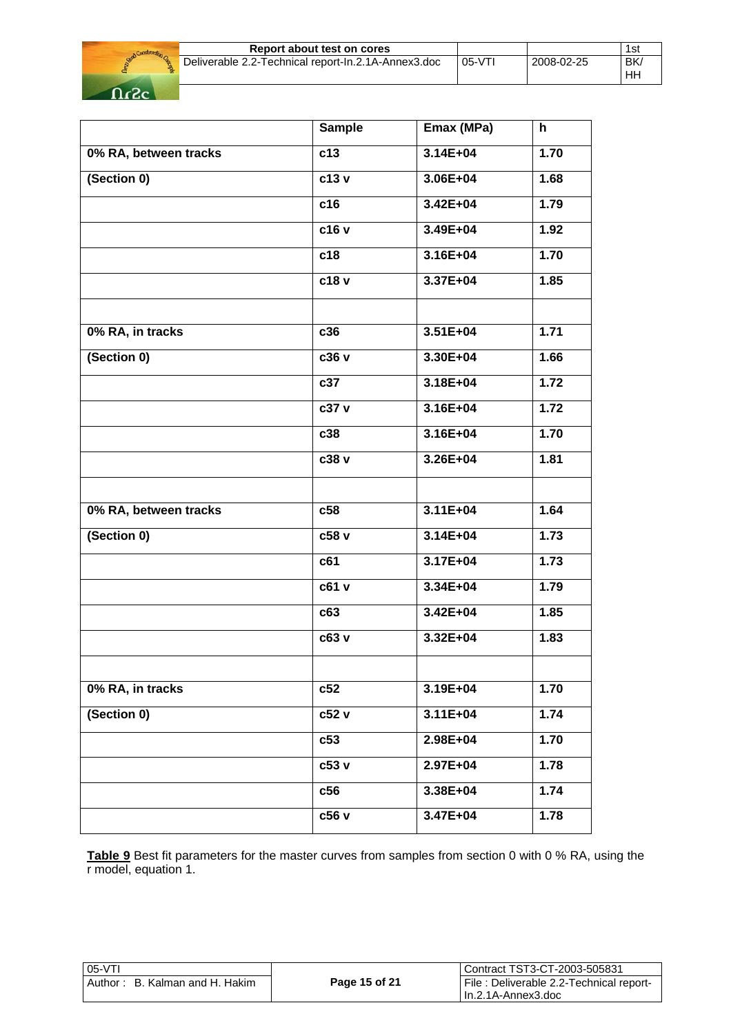| | Sample | Emax (MPa) | h |
|---|---|---|---|
| **0% RA, between tracks** | c13 | 3.14E+04 | 1.70 |
| **(Section 0)** | c13 v | 3.06E+04 | 1.68 |
| | c16 | 3.42E+04 | 1.79 |
| | c16 v | 3.49E+04 | 1.92 |
| | c18 | 3.16E+04 | 1.70 |
| | c18 v | 3.37E+04 | 1.85 |
| | | | |
| **0% RA, in tracks** | c36 | 3.51E+04 | 1.71 |
| **(Section 0)** | c36 v | 3.30E+04 | 1.66 |
| | c37 | 3.18E+04 | 1.72 |
| | c37 v | 3.16E+04 | 1.72 |
| | c38 | 3.16E+04 | 1.70 |
| | c38 v | 3.26E+04 | 1.81 |
| | | | |
| **0% RA, between tracks** | c58 | 3.11E+04 | 1.64 |
| **(Section 0)** | c58 v | 3.14E+04 | 1.73 |
| | c61 | 3.17E+04 | 1.73 |
| | c61 v | 3.34E+04 | 1.79 |
| | c63 | 3.42E+04 | 1.85 |
| | c63 v | 3.32E+04 | 1.83 |
| | | | |
| **0% RA, in tracks** | c52 | 3.19E+04 | 1.70 |
| **(Section 0)** | c52 v | 3.11E+04 | 1.74 |
| | c53 | 2.98E+04 | 1.70 |
| | c53 v | 2.97E+04 | 1.78 |
| | c56 | 3.38E+04 | 1.74 |
| | c56 v | 3.47E+04 | 1.78 |

**Table 9** Best fit parameters for the master curves from samples from section 0 with 0 % RA, using the r model, equation 1.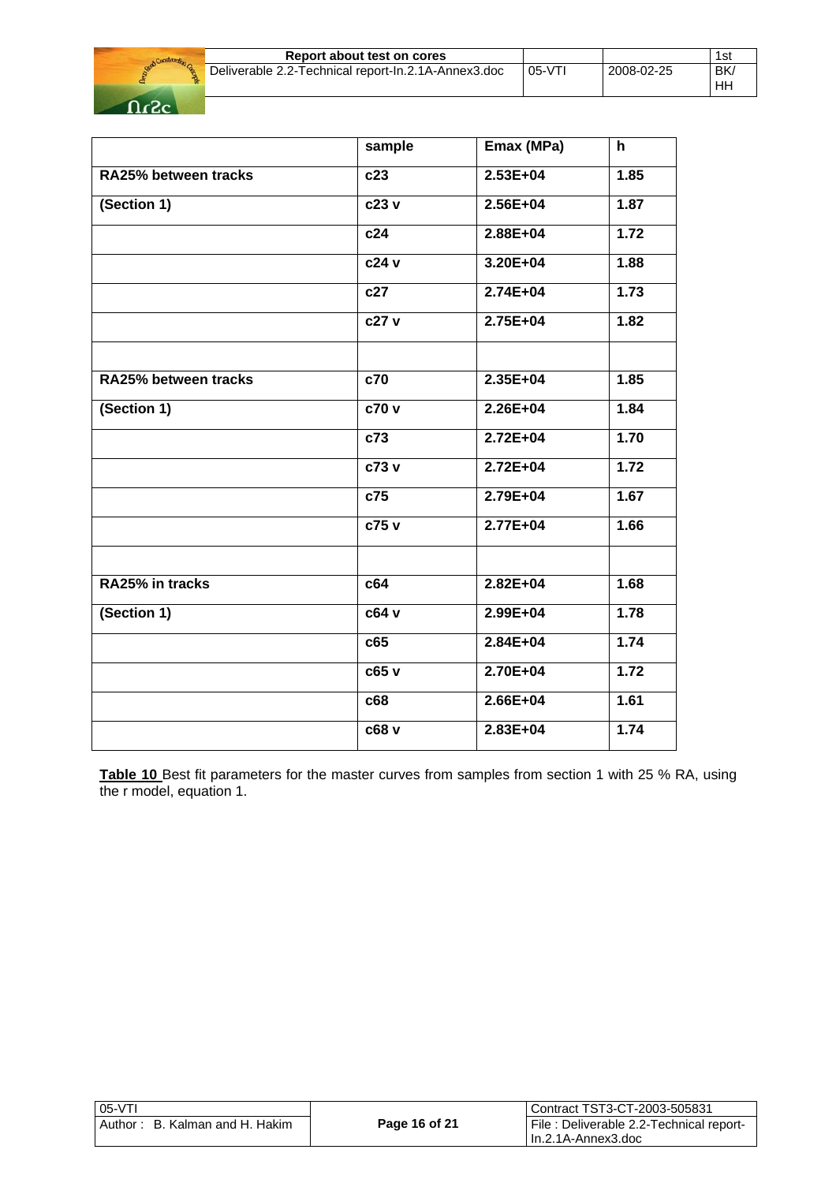| | sample | Emax (MPa) | h |
|---|---|---|---|
| **RA25% between tracks** | **c23** | **2.53E+04** | **1.85** |
| **(Section 1)** | **c23 v** | **2.56E+04** | **1.87** |
| | **c24** | **2.88E+04** | **1.72** |
| | **c24 v** | **3.20E+04** | **1.88** |
| | **c27** | **2.74E+04** | **1.73** |
| | **c27 v** | **2.75E+04** | **1.82** |
| | | | |
| **RA25% between tracks** | **c70** | **2.35E+04** | **1.85** |
| **(Section 1)** | **c70 v** | **2.26E+04** | **1.84** |
| | **c73** | **2.72E+04** | **1.70** |
| | **c73 v** | **2.72E+04** | **1.72** |
| | **c75** | **2.79E+04** | **1.67** |
| | **c75 v** | **2.77E+04** | **1.66** |
| | | | |
| **RA25% in tracks** | **c64** | **2.82E+04** | **1.68** |
| **(Section 1)** | **c64 v** | **2.99E+04** | **1.78** |
| | **c65** | **2.84E+04** | **1.74** |
| | **c65 v** | **2.70E+04** | **1.72** |
| | **c68** | **2.66E+04** | **1.61** |
| | **c68 v** | **2.83E+04** | **1.74** |

**Table 10** Best fit parameters for the master curves from samples from section 1 with 25 % RA, using the r model, equation 1.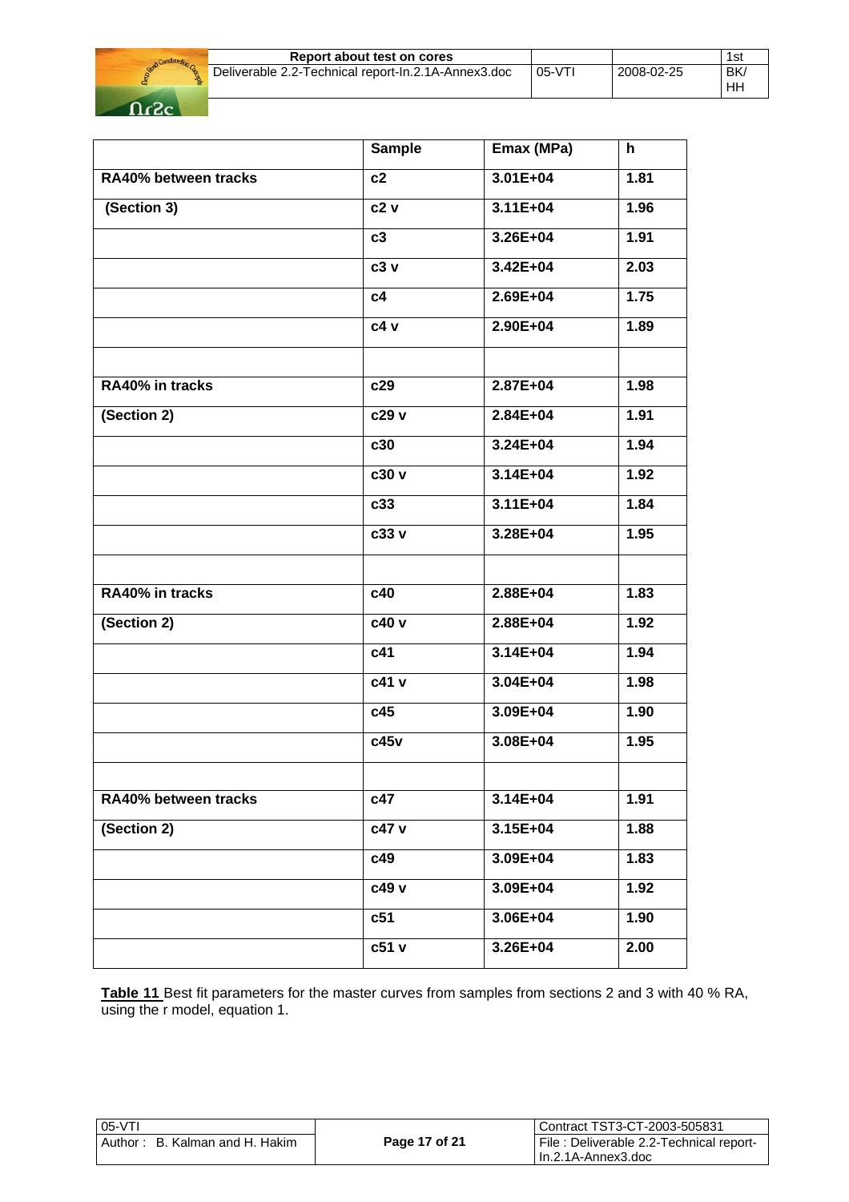| | Sample | Emax (MPa) | h |
|---|---|---|---|
| **RA40% between tracks** | **c2** | **3.01E+04** | **1.81** |
| **(Section 3)** | **c2 v** | **3.11E+04** | **1.96** |
| | **c3** | **3.26E+04** | **1.91** |
| | **c3 v** | **3.42E+04** | **2.03** |
| | **c4** | **2.69E+04** | **1.75** |
| | **c4 v** | **2.90E+04** | **1.89** |
| | | | |
| **RA40% in tracks** | **c29** | **2.87E+04** | **1.98** |
| **(Section 2)** | **c29 v** | **2.84E+04** | **1.91** |
| | **c30** | **3.24E+04** | **1.94** |
| | **c30 v** | **3.14E+04** | **1.92** |
| | **c33** | **3.11E+04** | **1.84** |
| | **c33 v** | **3.28E+04** | **1.95** |
| | | | |
| **RA40% in tracks** | **c40** | **2.88E+04** | **1.83** |
| **(Section 2)** | **c40 v** | **2.88E+04** | **1.92** |
| | **c41** | **3.14E+04** | **1.94** |
| | **c41 v** | **3.04E+04** | **1.98** |
| | **c45** | **3.09E+04** | **1.90** |
| | **c45v** | **3.08E+04** | **1.95** |
| | | | |
| **RA40% between tracks** | **c47** | **3.14E+04** | **1.91** |
| **(Section 2)** | **c47 v** | **3.15E+04** | **1.88** |
| | **c49** | **3.09E+04** | **1.83** |
| | **c49 v** | **3.09E+04** | **1.92** |
| | **c51** | **3.06E+04** | **1.90** |
| | **c51 v** | **3.26E+04** | **2.00** |

**Table 11** Best fit parameters for the master curves from samples from sections 2 and 3 with 40 % RA, using the r model, equation 1.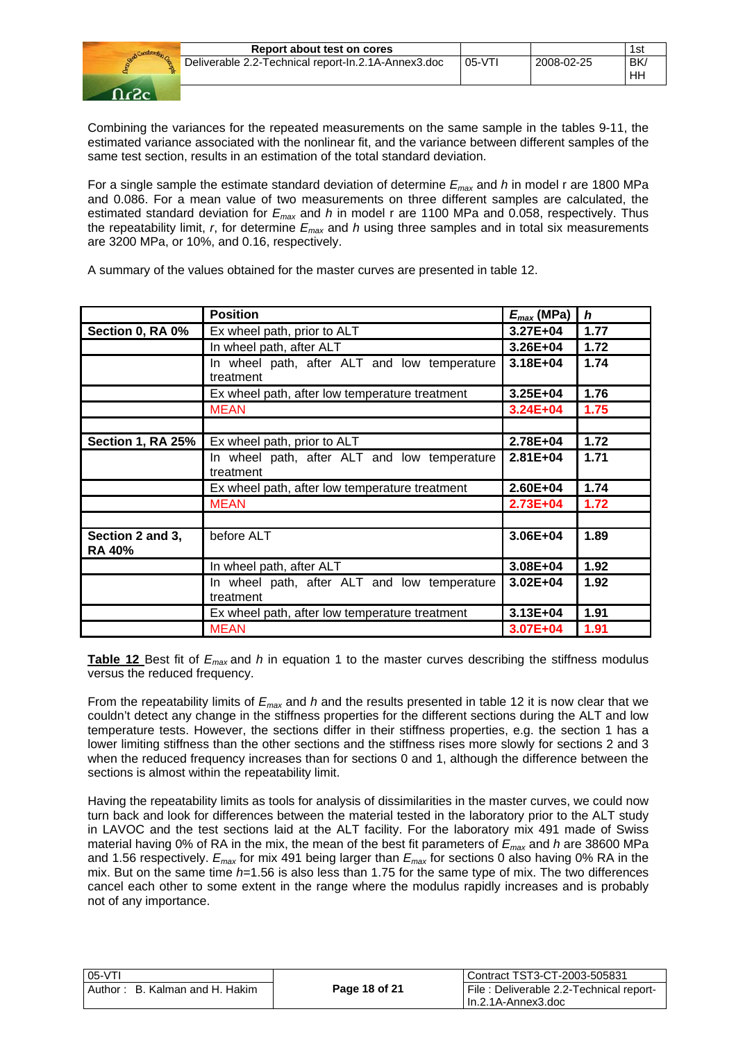Combining the variances for the repeated measurements on the same sample in the tables 9-11, the estimated variance associated with the nonlinear fit, and the variance between different samples of the same test section, results in an estimation of the total standard deviation.

For a single sample the estimate standard deviation of determine $E_{max}$ and $h$ in model r are 1800 MPa and 0.086. For a mean value of two measurements on three different samples are calculated, the estimated standard deviation for $E_{max}$ and $h$ in model r are 1100 MPa and 0.058, respectively. Thus the repeatability limit, *r*, for determine $E_{max}$ and $h$ using three samples and in total six measurements are 3200 MPa, or 10%, and 0.16, respectively.

A summary of the values obtained for the master curves are presented in table 12.

| | Position | $E_{max}$ (MPa) | $h$ |
|---|---|---|---|
| **Section 0, RA 0%** | Ex wheel path, prior to ALT | **3.27E+04** | **1.77** |
| | In wheel path, after ALT | **3.26E+04** | **1.72** |
| | In wheel path, after ALT and low temperature treatment | **3.18E+04** | **1.74** |
| | Ex wheel path, after low temperature treatment | **3.25E+04** | **1.76** |
| | MEAN | **3.24E+04** | **1.75** |
| | | | |
| **Section 1, RA 25%** | Ex wheel path, prior to ALT | **2.78E+04** | **1.72** |
| | In wheel path, after ALT and low temperature treatment | **2.81E+04** | **1.71** |
| | Ex wheel path, after low temperature treatment | **2.60E+04** | **1.74** |
| | MEAN | **2.73E+04** | **1.72** |
| | | | |
| **Section 2 and 3, RA 40%** | before ALT | **3.06E+04** | **1.89** |
| | In wheel path, after ALT | **3.08E+04** | **1.92** |
| | In wheel path, after ALT and low temperature treatment | **3.02E+04** | **1.92** |
| | Ex wheel path, after low temperature treatment | **3.13E+04** | **1.91** |
| | MEAN | **3.07E+04** | **1.91** |

**Table 12** Best fit of $E_{max}$ and $h$ in equation 1 to the master curves describing the stiffness modulus versus the reduced frequency.

From the repeatability limits of $E_{max}$ and $h$ and the results presented in table 12 it is now clear that we couldn't detect any change in the stiffness properties for the different sections during the ALT and low temperature tests. However, the sections differ in their stiffness properties, e.g. the section 1 has a lower limiting stiffness than the other sections and the stiffness rises more slowly for sections 2 and 3 when the reduced frequency increases than for sections 0 and 1, although the difference between the sections is almost within the repeatability limit.

Having the repeatability limits as tools for analysis of dissimilarities in the master curves, we could now turn back and look for differences between the material tested in the laboratory prior to the ALT study in LAVOC and the test sections laid at the ALT facility. For the laboratory mix 491 made of Swiss material having 0% of RA in the mix, the mean of the best fit parameters of $E_{max}$ and $h$ are 38600 MPa and 1.56 respectively. $E_{max}$ for mix 491 being larger than $E_{max}$ for sections 0 also having 0% RA in the mix. But on the same time $h$=1.56 is also less than 1.75 for the same type of mix. The two differences cancel each other to some extent in the range where the modulus rapidly increases and is probably not of any importance.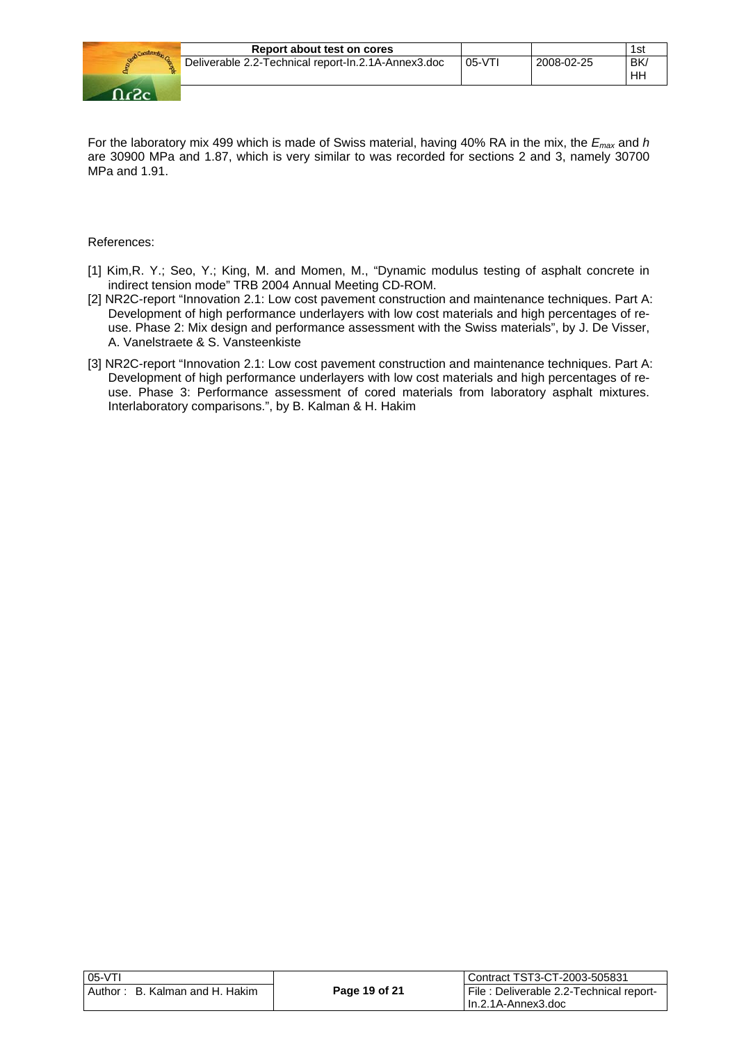For the laboratory mix 499 which is made of Swiss material, having 40% RA in the mix, the $E_{max}$ and $h$ are 30900 MPa and 1.87, which is very similar to was recorded for sections 2 and 3, namely 30700 MPa and 1.91.

References:

[1] Kim,R. Y.; Seo, Y.; King, M. and Momen, M., "Dynamic modulus testing of asphalt concrete in indirect tension mode" TRB 2004 Annual Meeting CD-ROM.

[2] NR2C-report "Innovation 2.1: Low cost pavement construction and maintenance techniques. Part A: Development of high performance underlayers with low cost materials and high percentages of re-use. Phase 2: Mix design and performance assessment with the Swiss materials", by J. De Visser, A. Vanelstraete & S. Vansteenkiste

[3] NR2C-report "Innovation 2.1: Low cost pavement construction and maintenance techniques. Part A: Development of high performance underlayers with low cost materials and high percentages of re-use. Phase 3: Performance assessment of cored materials from laboratory asphalt mixtures. Interlaboratory comparisons.", by B. Kalman & H. Hakim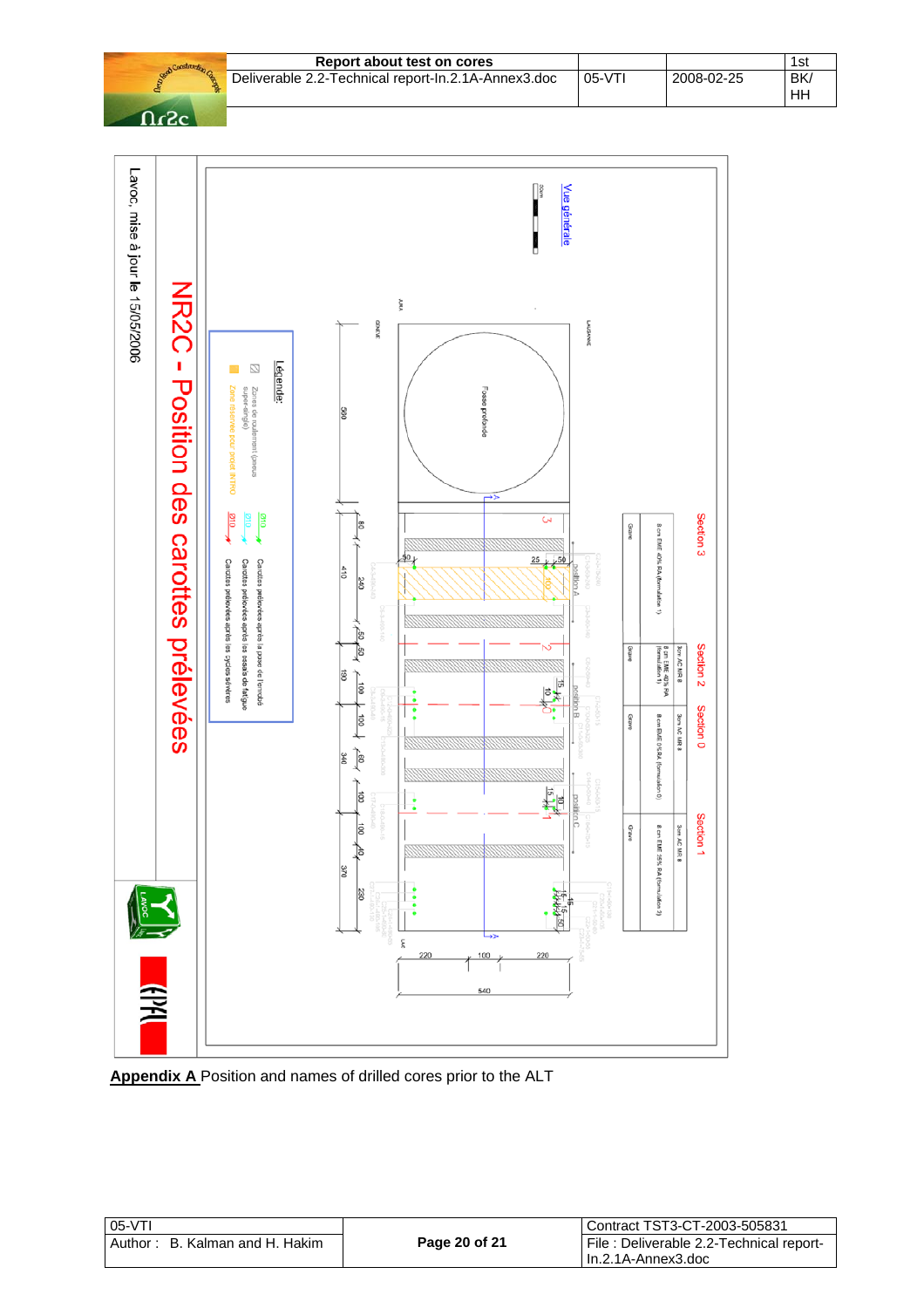Lavoc, mise à jour le 15/05/2006

# NR2C - Position des carottes prélevées

Vue générale

Légende:

Zones de roulement (pneus super-single)

Zone réservée pour projet INTRO

Carottes prélevées après la pose de l'enrobé

Carottes prélevées après les essais de fatigue

Carottes prélevées après les cycles sévères

Section 3 — 8 cm EME 40% RA (formulation 1) — Grave

Section 2 — 3cm AC MR 8 — 8 cm EME 40% RA (formulation 1) — Grave

Section 0 — 3cm AC MR 8 — 8 cm EME 0% RA (formulation 0) — Grave

Section 1 — 3cm AC MR 8 — 8 cm EME 35% RA (formulation 2) — Grave

Fosse profonde

GENEVE

JURA

LAUSANNE

LAC

position A

position B

position C

590 — 410 — 190 — 340 — 370

80 — 240 — 50 — 50 — 100 — 100 — 60 — 100 — 100 — 40 — 230

220 — 100 — 220

540

**Appendix A** Position and names of drilled cores prior to the ALT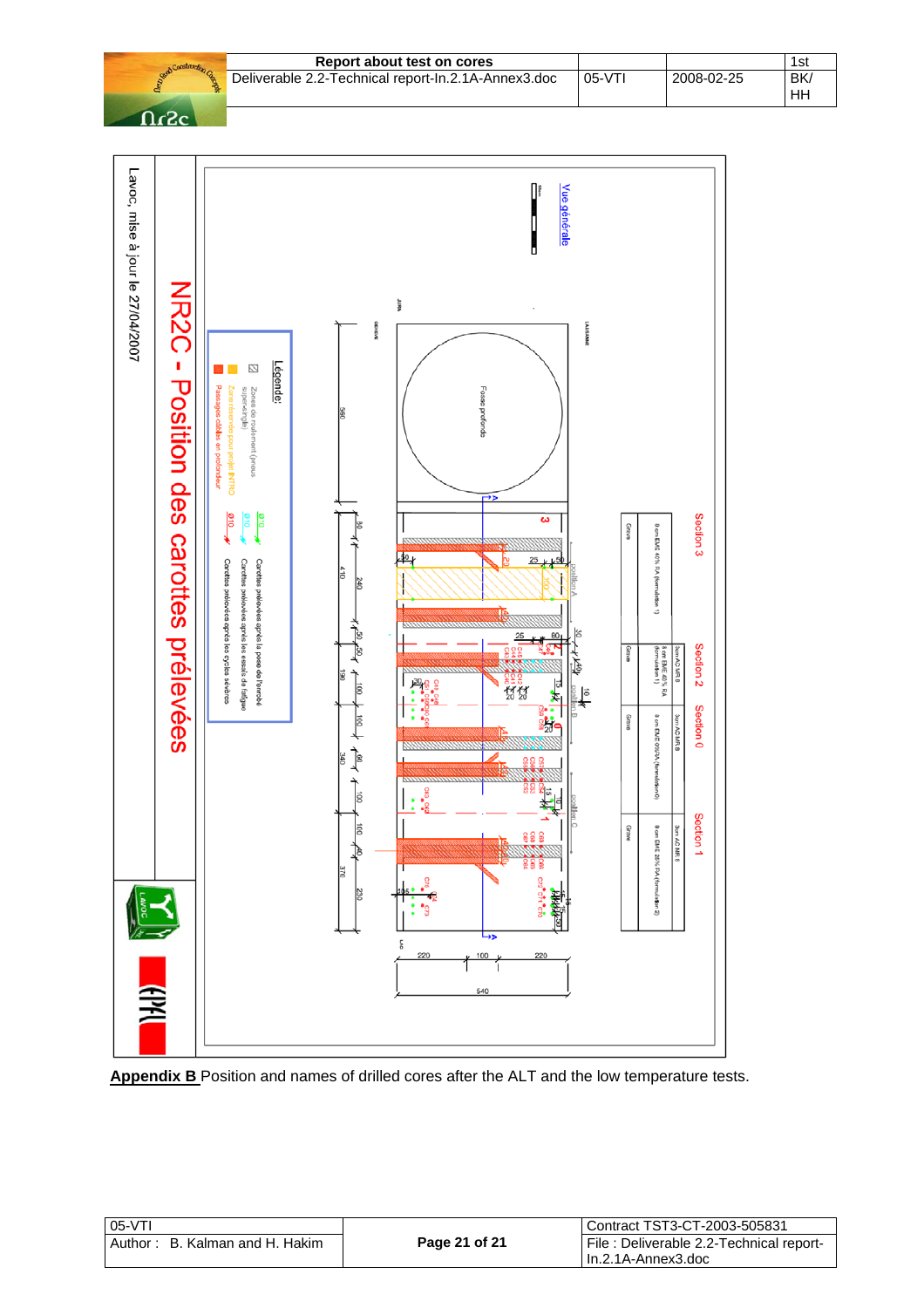NR2C - Position des carottes prélevées

Lavoc, mise à jour le 27/04/2007

Vue générale

Légende:

Zones de roulement (pneus super-single)

Zone réservée pour projet INTRO

Passages câbles en profondeur

Ø10 Carottes prélevées après la pose de l'enrobé

Ø10 Carottes prélevées après les essais de fatigue

Ø10 Carottes prélevées après les cycles sévères

Fosse profonde

Section 3

Section 2

Section 0

Section 1

Grave

8 cm EME 40% RA (formulation 1)

3cm AC MR 8

8 cm EME 40% RA (formulation 1)

8 cm EME 0/0/0 % (formulation 0)

8 cm EME 25% RA (formulation 2)

580

410

240

190

340

370

220

100

540

**Appendix B** Position and names of drilled cores after the ALT and the low temperature tests.